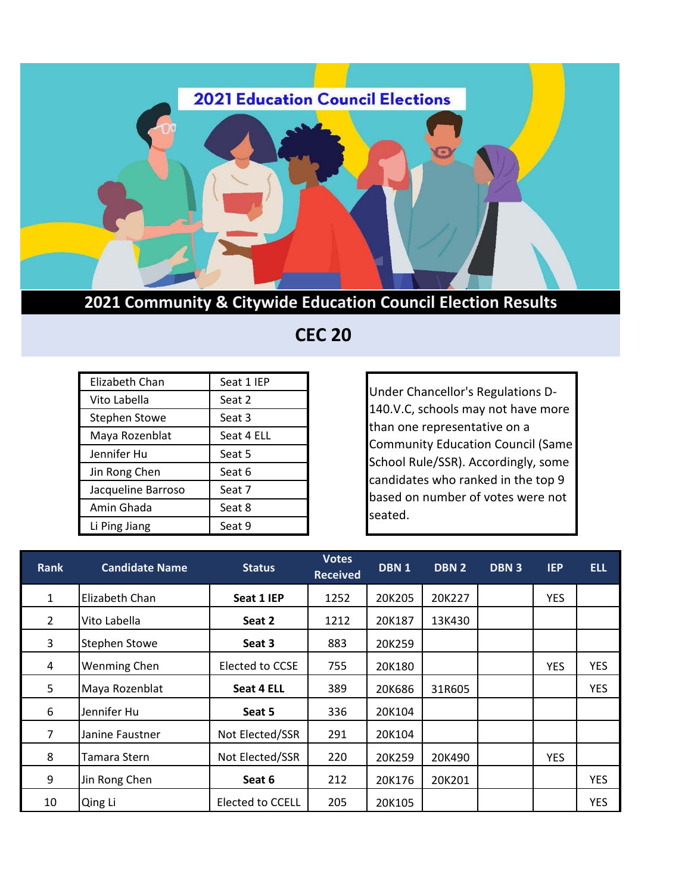2021 Education Council Elections

## 2021 Community & Citywide Education Council Election Results

# CEC 20

| | |
|---|---|
| Elizabeth Chan | Seat 1 IEP |
| Vito Labella | Seat 2 |
| Stephen Stowe | Seat 3 |
| Maya Rozenblat | Seat 4 ELL |
| Jennifer Hu | Seat 5 |
| Jin Rong Chen | Seat 6 |
| Jacqueline Barroso | Seat 7 |
| Amin Ghada | Seat 8 |
| Li Ping Jiang | Seat 9 |

Under Chancellor's Regulations D-140.V.C, schools may not have more than one representative on a Community Education Council (Same School Rule/SSR). Accordingly, some candidates who ranked in the top 9 based on number of votes were not seated.

| Rank | Candidate Name | Status | Votes Received | DBN 1 | DBN 2 | DBN 3 | IEP | ELL |
|---|---|---|---|---|---|---|---|---|
| 1 | Elizabeth Chan | **Seat 1 IEP** | 1252 | 20K205 | 20K227 | | YES | |
| 2 | Vito Labella | **Seat 2** | 1212 | 20K187 | 13K430 | | | |
| 3 | Stephen Stowe | **Seat 3** | 883 | 20K259 | | | | |
| 4 | Wenming Chen | Elected to CCSE | 755 | 20K180 | | | YES | YES |
| 5 | Maya Rozenblat | **Seat 4 ELL** | 389 | 20K686 | 31R605 | | | YES |
| 6 | Jennifer Hu | **Seat 5** | 336 | 20K104 | | | | |
| 7 | Janine Faustner | Not Elected/SSR | 291 | 20K104 | | | | |
| 8 | Tamara Stern | Not Elected/SSR | 220 | 20K259 | 20K490 | | YES | |
| 9 | Jin Rong Chen | **Seat 6** | 212 | 20K176 | 20K201 | | | YES |
| 10 | Qing Li | Elected to CCELL | 205 | 20K105 | | | | YES |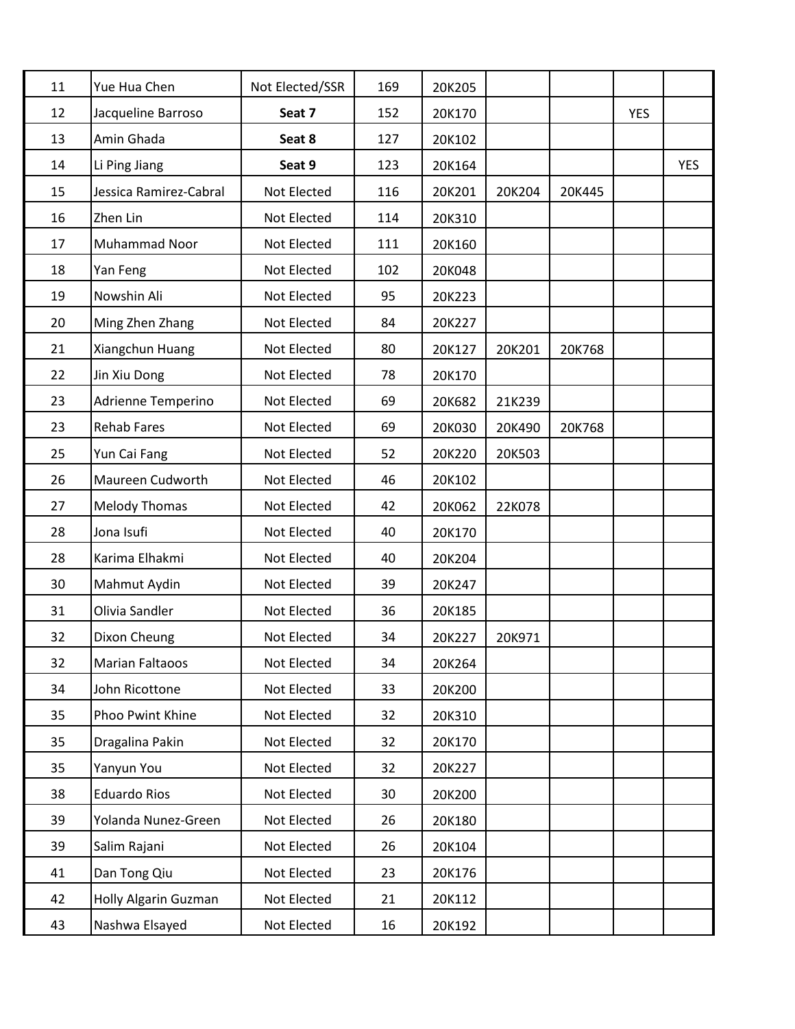| | | | | | | | | |
|---|---|---|---|---|---|---|---|---|
| 11 | Yue Hua Chen | Not Elected/SSR | 169 | 20K205 | | | | |
| 12 | Jacqueline Barroso | **Seat 7** | 152 | 20K170 | | | YES | |
| 13 | Amin Ghada | **Seat 8** | 127 | 20K102 | | | | |
| 14 | Li Ping Jiang | **Seat 9** | 123 | 20K164 | | | | YES |
| 15 | Jessica Ramirez-Cabral | Not Elected | 116 | 20K201 | 20K204 | 20K445 | | |
| 16 | Zhen Lin | Not Elected | 114 | 20K310 | | | | |
| 17 | Muhammad Noor | Not Elected | 111 | 20K160 | | | | |
| 18 | Yan Feng | Not Elected | 102 | 20K048 | | | | |
| 19 | Nowshin Ali | Not Elected | 95 | 20K223 | | | | |
| 20 | Ming Zhen Zhang | Not Elected | 84 | 20K227 | | | | |
| 21 | Xiangchun Huang | Not Elected | 80 | 20K127 | 20K201 | 20K768 | | |
| 22 | Jin Xiu Dong | Not Elected | 78 | 20K170 | | | | |
| 23 | Adrienne Temperino | Not Elected | 69 | 20K682 | 21K239 | | | |
| 23 | Rehab Fares | Not Elected | 69 | 20K030 | 20K490 | 20K768 | | |
| 25 | Yun Cai Fang | Not Elected | 52 | 20K220 | 20K503 | | | |
| 26 | Maureen Cudworth | Not Elected | 46 | 20K102 | | | | |
| 27 | Melody Thomas | Not Elected | 42 | 20K062 | 22K078 | | | |
| 28 | Jona Isufi | Not Elected | 40 | 20K170 | | | | |
| 28 | Karima Elhakmi | Not Elected | 40 | 20K204 | | | | |
| 30 | Mahmut Aydin | Not Elected | 39 | 20K247 | | | | |
| 31 | Olivia Sandler | Not Elected | 36 | 20K185 | | | | |
| 32 | Dixon Cheung | Not Elected | 34 | 20K227 | 20K971 | | | |
| 32 | Marian Faltaoos | Not Elected | 34 | 20K264 | | | | |
| 34 | John Ricottone | Not Elected | 33 | 20K200 | | | | |
| 35 | Phoo Pwint Khine | Not Elected | 32 | 20K310 | | | | |
| 35 | Dragalina Pakin | Not Elected | 32 | 20K170 | | | | |
| 35 | Yanyun You | Not Elected | 32 | 20K227 | | | | |
| 38 | Eduardo Rios | Not Elected | 30 | 20K200 | | | | |
| 39 | Yolanda Nunez-Green | Not Elected | 26 | 20K180 | | | | |
| 39 | Salim Rajani | Not Elected | 26 | 20K104 | | | | |
| 41 | Dan Tong Qiu | Not Elected | 23 | 20K176 | | | | |
| 42 | Holly Algarin Guzman | Not Elected | 21 | 20K112 | | | | |
| 43 | Nashwa Elsayed | Not Elected | 16 | 20K192 | | | | |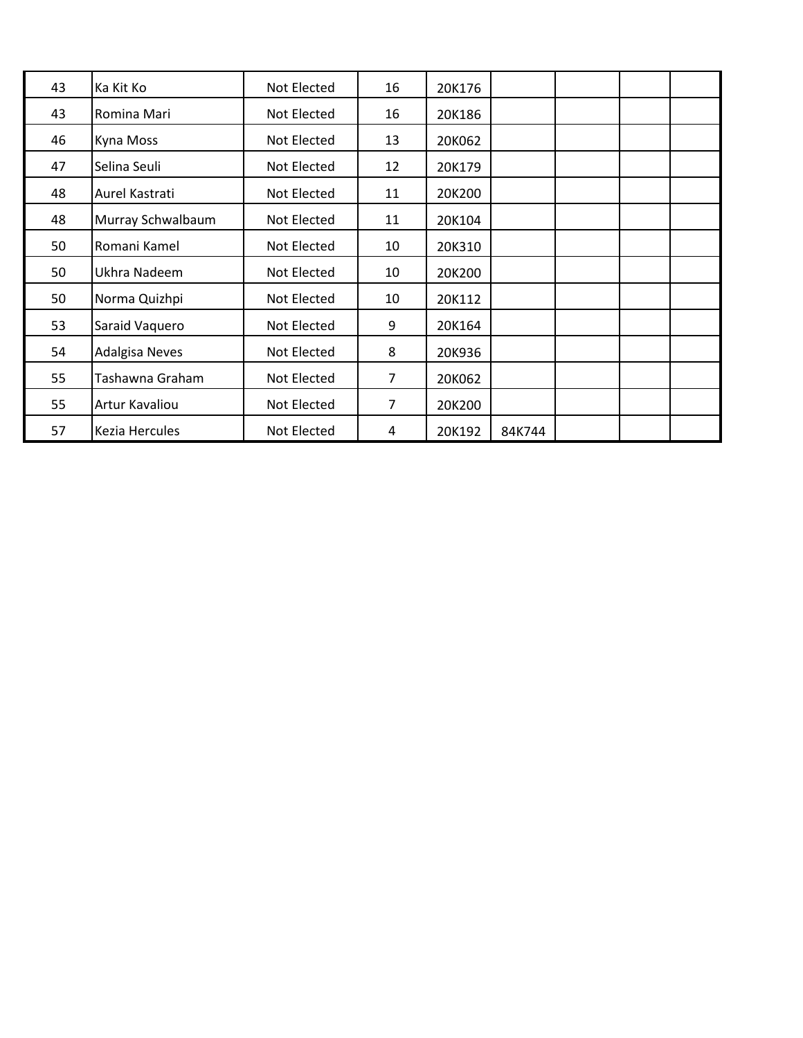| | | | | | | | | |
|---|---|---|---|---|---|---|---|---|
| 43 | Ka Kit Ko | Not Elected | 16 | 20K176 | | | | |
| 43 | Romina Mari | Not Elected | 16 | 20K186 | | | | |
| 46 | Kyna Moss | Not Elected | 13 | 20K062 | | | | |
| 47 | Selina Seuli | Not Elected | 12 | 20K179 | | | | |
| 48 | Aurel Kastrati | Not Elected | 11 | 20K200 | | | | |
| 48 | Murray Schwalbaum | Not Elected | 11 | 20K104 | | | | |
| 50 | Romani Kamel | Not Elected | 10 | 20K310 | | | | |
| 50 | Ukhra Nadeem | Not Elected | 10 | 20K200 | | | | |
| 50 | Norma Quizhpi | Not Elected | 10 | 20K112 | | | | |
| 53 | Saraid Vaquero | Not Elected | 9 | 20K164 | | | | |
| 54 | Adalgisa Neves | Not Elected | 8 | 20K936 | | | | |
| 55 | Tashawna Graham | Not Elected | 7 | 20K062 | | | | |
| 55 | Artur Kavaliou | Not Elected | 7 | 20K200 | | | | |
| 57 | Kezia Hercules | Not Elected | 4 | 20K192 | 84K744 | | | |